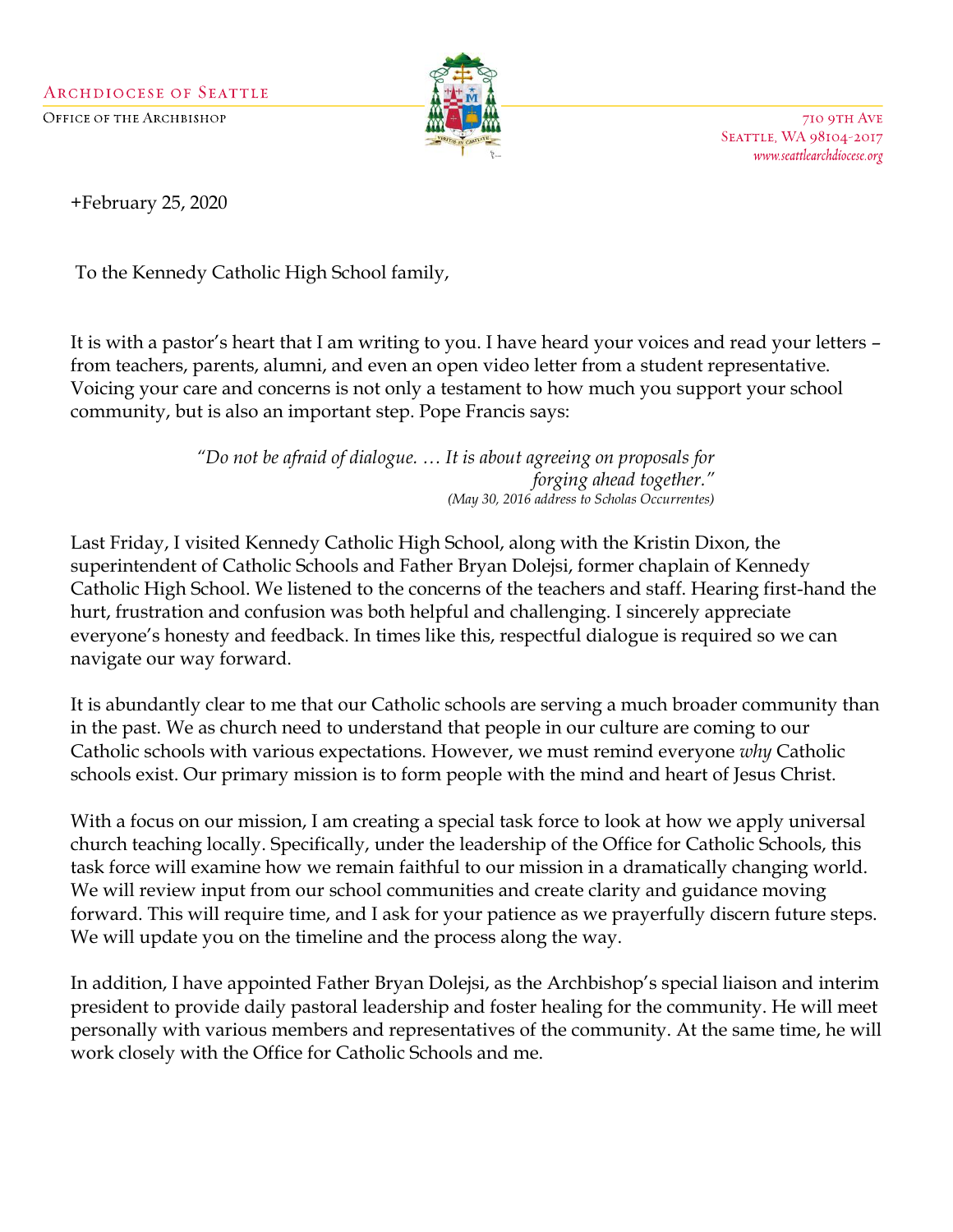ARCHDIOCESE OF SEATTLE
OFFICE OF THE ARCHBISHOP

710 9TH AVE
SEATTLE, WA 98104-2017
*www.seattlearchdiocese.org*

+February 25, 2020

To the Kennedy Catholic High School family,

It is with a pastor's heart that I am writing to you. I have heard your voices and read your letters – from teachers, parents, alumni, and even an open video letter from a student representative. Voicing your care and concerns is not only a testament to how much you support your school community, but is also an important step. Pope Francis says:

> *"Do not be afraid of dialogue. … It is about agreeing on proposals for forging ahead together."*
> *(May 30, 2016 address to Scholas Occurrentes)*

Last Friday, I visited Kennedy Catholic High School, along with the Kristin Dixon, the superintendent of Catholic Schools and Father Bryan Dolejsi, former chaplain of Kennedy Catholic High School. We listened to the concerns of the teachers and staff. Hearing first-hand the hurt, frustration and confusion was both helpful and challenging. I sincerely appreciate everyone's honesty and feedback. In times like this, respectful dialogue is required so we can navigate our way forward.

It is abundantly clear to me that our Catholic schools are serving a much broader community than in the past. We as church need to understand that people in our culture are coming to our Catholic schools with various expectations. However, we must remind everyone *why* Catholic schools exist. Our primary mission is to form people with the mind and heart of Jesus Christ.

With a focus on our mission, I am creating a special task force to look at how we apply universal church teaching locally. Specifically, under the leadership of the Office for Catholic Schools, this task force will examine how we remain faithful to our mission in a dramatically changing world. We will review input from our school communities and create clarity and guidance moving forward. This will require time, and I ask for your patience as we prayerfully discern future steps. We will update you on the timeline and the process along the way.

In addition, I have appointed Father Bryan Dolejsi, as the Archbishop's special liaison and interim president to provide daily pastoral leadership and foster healing for the community. He will meet personally with various members and representatives of the community. At the same time, he will work closely with the Office for Catholic Schools and me.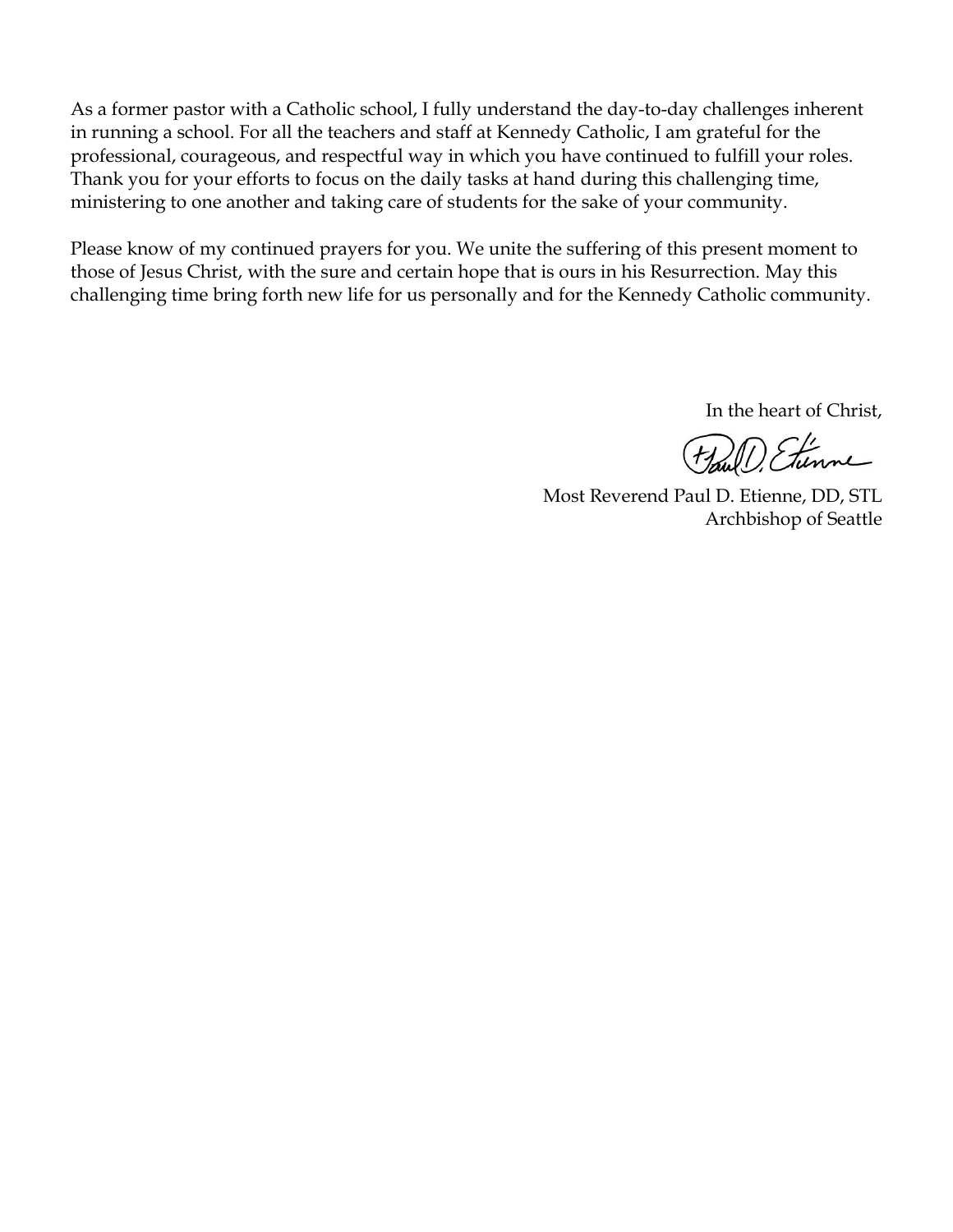As a former pastor with a Catholic school, I fully understand the day-to-day challenges inherent in running a school. For all the teachers and staff at Kennedy Catholic, I am grateful for the professional, courageous, and respectful way in which you have continued to fulfill your roles. Thank you for your efforts to focus on the daily tasks at hand during this challenging time, ministering to one another and taking care of students for the sake of your community.

Please know of my continued prayers for you. We unite the suffering of this present moment to those of Jesus Christ, with the sure and certain hope that is ours in his Resurrection. May this challenging time bring forth new life for us personally and for the Kennedy Catholic community.

In the heart of Christ,

+Paul D. Etienne

Most Reverend Paul D. Etienne, DD, STL
Archbishop of Seattle